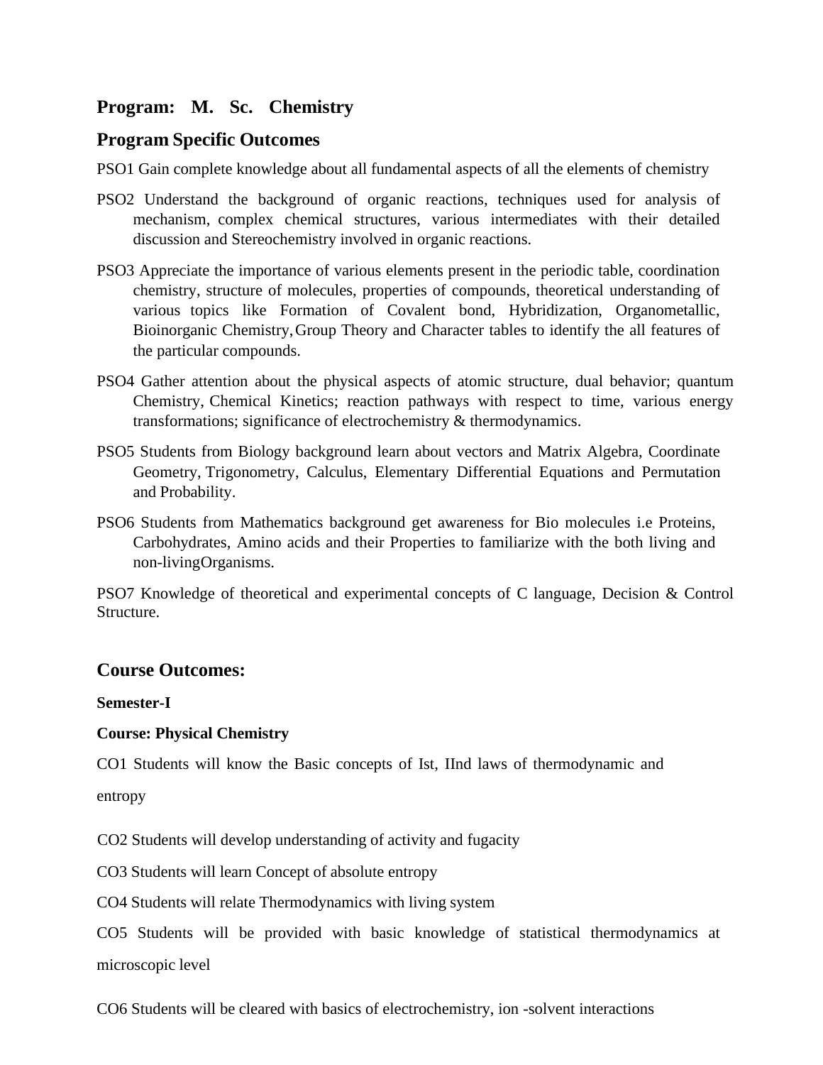## Program: M. Sc. Chemistry

## Program Specific Outcomes

PSO1 Gain complete knowledge about all fundamental aspects of all the elements of chemistry

PSO2 Understand the background of organic reactions, techniques used for analysis of mechanism, complex chemical structures, various intermediates with their detailed discussion and Stereochemistry involved in organic reactions.

PSO3 Appreciate the importance of various elements present in the periodic table, coordination chemistry, structure of molecules, properties of compounds, theoretical understanding of various topics like Formation of Covalent bond, Hybridization, Organometallic, Bioinorganic Chemistry, Group Theory and Character tables to identify the all features of the particular compounds.

PSO4 Gather attention about the physical aspects of atomic structure, dual behavior; quantum Chemistry, Chemical Kinetics; reaction pathways with respect to time, various energy transformations; significance of electrochemistry & thermodynamics.

PSO5 Students from Biology background learn about vectors and Matrix Algebra, Coordinate Geometry, Trigonometry, Calculus, Elementary Differential Equations and Permutation and Probability.

PSO6 Students from Mathematics background get awareness for Bio molecules i.e Proteins, Carbohydrates, Amino acids and their Properties to familiarize with the both living and non-livingOrganisms.

PSO7 Knowledge of theoretical and experimental concepts of C language, Decision & Control Structure.

## Course Outcomes:

**Semester-I**

**Course: Physical Chemistry**

CO1 Students will know the Basic concepts of Ist, IInd laws of thermodynamic and entropy

CO2 Students will develop understanding of activity and fugacity

CO3 Students will learn Concept of absolute entropy

CO4 Students will relate Thermodynamics with living system

CO5 Students will be provided with basic knowledge of statistical thermodynamics at microscopic level

CO6 Students will be cleared with basics of electrochemistry, ion -solvent interactions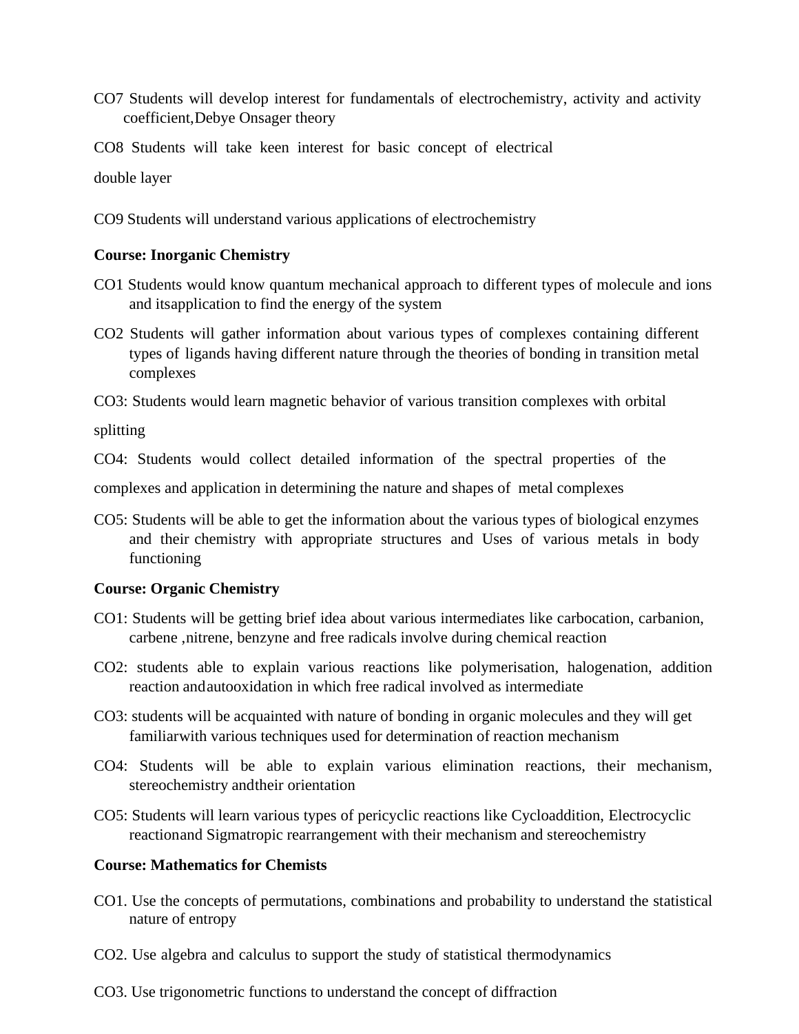CO7 Students will develop interest for fundamentals of electrochemistry, activity and activity coefficient,Debye Onsager theory

CO8 Students will take keen interest for basic concept of electrical double layer

CO9 Students will understand various applications of electrochemistry

**Course: Inorganic Chemistry**

CO1 Students would know quantum mechanical approach to different types of molecule and ions and itsapplication to find the energy of the system

CO2 Students will gather information about various types of complexes containing different types of ligands having different nature through the theories of bonding in transition metal complexes

CO3: Students would learn magnetic behavior of various transition complexes with orbital splitting

CO4: Students would collect detailed information of the spectral properties of the complexes and application in determining the nature and shapes of metal complexes

CO5: Students will be able to get the information about the various types of biological enzymes and their chemistry with appropriate structures and Uses of various metals in body functioning

**Course: Organic Chemistry**

CO1: Students will be getting brief idea about various intermediates like carbocation, carbanion, carbene ,nitrene, benzyne and free radicals involve during chemical reaction

CO2: students able to explain various reactions like polymerisation, halogenation, addition reaction andautooxidation in which free radical involved as intermediate

CO3: students will be acquainted with nature of bonding in organic molecules and they will get familiarwith various techniques used for determination of reaction mechanism

CO4: Students will be able to explain various elimination reactions, their mechanism, stereochemistry andtheir orientation

CO5: Students will learn various types of pericyclic reactions like Cycloaddition, Electrocyclic reactionand Sigmatropic rearrangement with their mechanism and stereochemistry

**Course: Mathematics for Chemists**

CO1. Use the concepts of permutations, combinations and probability to understand the statistical nature of entropy

CO2. Use algebra and calculus to support the study of statistical thermodynamics

CO3. Use trigonometric functions to understand the concept of diffraction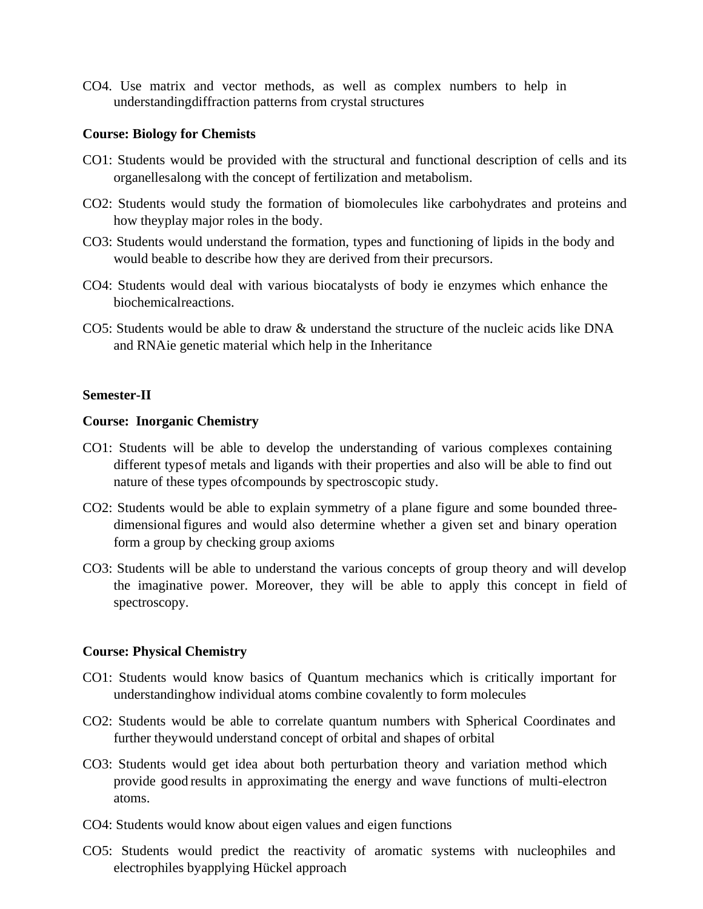CO4. Use matrix and vector methods, as well as complex numbers to help in understandingdiffraction patterns from crystal structures

**Course: Biology for Chemists**

CO1: Students would be provided with the structural and functional description of cells and its organellesalong with the concept of fertilization and metabolism.

CO2: Students would study the formation of biomolecules like carbohydrates and proteins and how theyplay major roles in the body.

CO3: Students would understand the formation, types and functioning of lipids in the body and would beable to describe how they are derived from their precursors.

CO4: Students would deal with various biocatalysts of body ie enzymes which enhance the biochemicalreactions.

CO5: Students would be able to draw & understand the structure of the nucleic acids like DNA and RNAie genetic material which help in the Inheritance

**Semester-II**

**Course: Inorganic Chemistry**

CO1: Students will be able to develop the understanding of various complexes containing different typesof metals and ligands with their properties and also will be able to find out nature of these types ofcompounds by spectroscopic study.

CO2: Students would be able to explain symmetry of a plane figure and some bounded three-dimensional figures and would also determine whether a given set and binary operation form a group by checking group axioms

CO3: Students will be able to understand the various concepts of group theory and will develop the imaginative power. Moreover, they will be able to apply this concept in field of spectroscopy.

**Course: Physical Chemistry**

CO1: Students would know basics of Quantum mechanics which is critically important for understandinghow individual atoms combine covalently to form molecules

CO2: Students would be able to correlate quantum numbers with Spherical Coordinates and further theywould understand concept of orbital and shapes of orbital

CO3: Students would get idea about both perturbation theory and variation method which provide good results in approximating the energy and wave functions of multi-electron atoms.

CO4: Students would know about eigen values and eigen functions

CO5: Students would predict the reactivity of aromatic systems with nucleophiles and electrophiles byapplying Hückel approach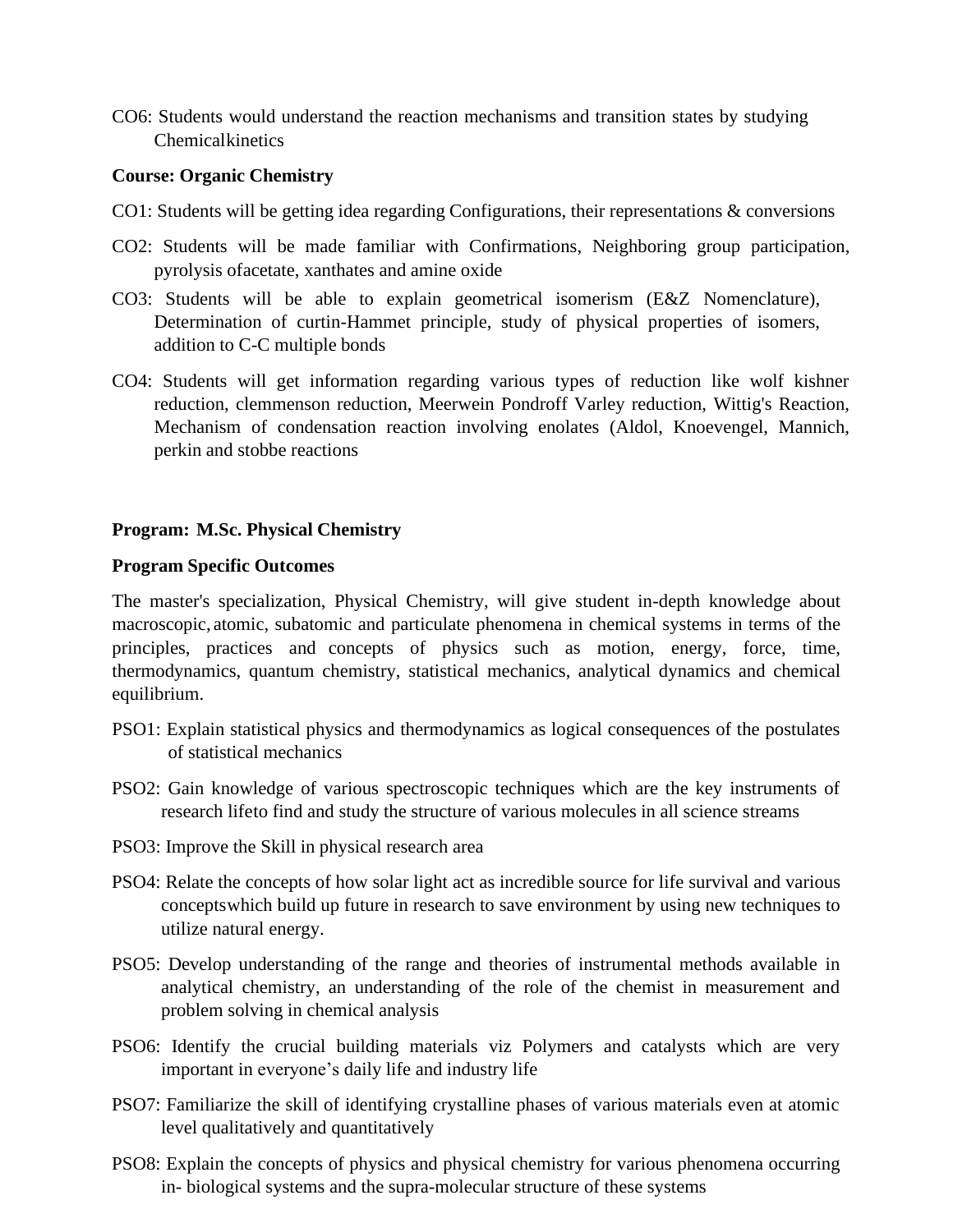CO6: Students would understand the reaction mechanisms and transition states by studying Chemicalkinetics

**Course: Organic Chemistry**

CO1: Students will be getting idea regarding Configurations, their representations & conversions

CO2: Students will be made familiar with Confirmations, Neighboring group participation, pyrolysis ofacetate, xanthates and amine oxide

CO3: Students will be able to explain geometrical isomerism (E&Z Nomenclature), Determination of curtin-Hammet principle, study of physical properties of isomers, addition to C-C multiple bonds

CO4: Students will get information regarding various types of reduction like wolf kishner reduction, clemmenson reduction, Meerwein Pondroff Varley reduction, Wittig's Reaction, Mechanism of condensation reaction involving enolates (Aldol, Knoevengel, Mannich, perkin and stobbe reactions

**Program: M.Sc. Physical Chemistry**

**Program Specific Outcomes**

The master's specialization, Physical Chemistry, will give student in-depth knowledge about macroscopic, atomic, subatomic and particulate phenomena in chemical systems in terms of the principles, practices and concepts of physics such as motion, energy, force, time, thermodynamics, quantum chemistry, statistical mechanics, analytical dynamics and chemical equilibrium.

PSO1: Explain statistical physics and thermodynamics as logical consequences of the postulates of statistical mechanics

PSO2: Gain knowledge of various spectroscopic techniques which are the key instruments of research lifeto find and study the structure of various molecules in all science streams

PSO3: Improve the Skill in physical research area

PSO4: Relate the concepts of how solar light act as incredible source for life survival and various conceptswhich build up future in research to save environment by using new techniques to utilize natural energy.

PSO5: Develop understanding of the range and theories of instrumental methods available in analytical chemistry, an understanding of the role of the chemist in measurement and problem solving in chemical analysis

PSO6: Identify the crucial building materials viz Polymers and catalysts which are very important in everyone's daily life and industry life

PSO7: Familiarize the skill of identifying crystalline phases of various materials even at atomic level qualitatively and quantitatively

PSO8: Explain the concepts of physics and physical chemistry for various phenomena occurring in- biological systems and the supra-molecular structure of these systems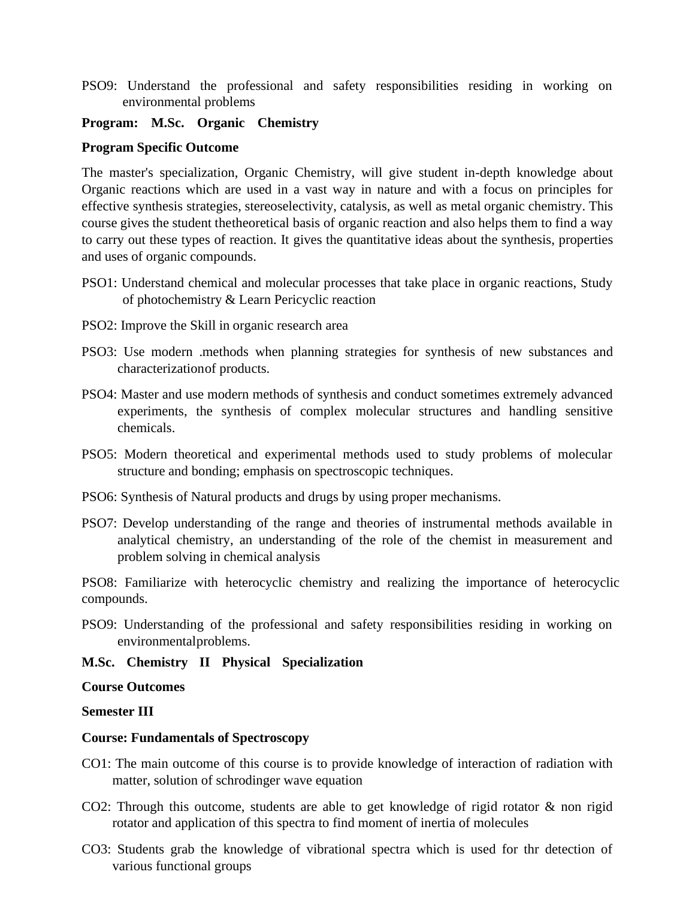PSO9: Understand the professional and safety responsibilities residing in working on environmental problems

**Program: M.Sc. Organic Chemistry**

**Program Specific Outcome**

The master's specialization, Organic Chemistry, will give student in-depth knowledge about Organic reactions which are used in a vast way in nature and with a focus on principles for effective synthesis strategies, stereoselectivity, catalysis, as well as metal organic chemistry. This course gives the student thetheoretical basis of organic reaction and also helps them to find a way to carry out these types of reaction. It gives the quantitative ideas about the synthesis, properties and uses of organic compounds.

PSO1: Understand chemical and molecular processes that take place in organic reactions, Study of photochemistry & Learn Pericyclic reaction

PSO2: Improve the Skill in organic research area

PSO3: Use modern .methods when planning strategies for synthesis of new substances and characterizationof products.

PSO4: Master and use modern methods of synthesis and conduct sometimes extremely advanced experiments, the synthesis of complex molecular structures and handling sensitive chemicals.

PSO5: Modern theoretical and experimental methods used to study problems of molecular structure and bonding; emphasis on spectroscopic techniques.

PSO6: Synthesis of Natural products and drugs by using proper mechanisms.

PSO7: Develop understanding of the range and theories of instrumental methods available in analytical chemistry, an understanding of the role of the chemist in measurement and problem solving in chemical analysis

PSO8: Familiarize with heterocyclic chemistry and realizing the importance of heterocyclic compounds.

PSO9: Understanding of the professional and safety responsibilities residing in working on environmentalproblems.

**M.Sc. Chemistry II Physical Specialization**

**Course Outcomes**

**Semester III**

**Course: Fundamentals of Spectroscopy**

CO1: The main outcome of this course is to provide knowledge of interaction of radiation with matter, solution of schrodinger wave equation

CO2: Through this outcome, students are able to get knowledge of rigid rotator & non rigid rotator and application of this spectra to find moment of inertia of molecules

CO3: Students grab the knowledge of vibrational spectra which is used for thr detection of various functional groups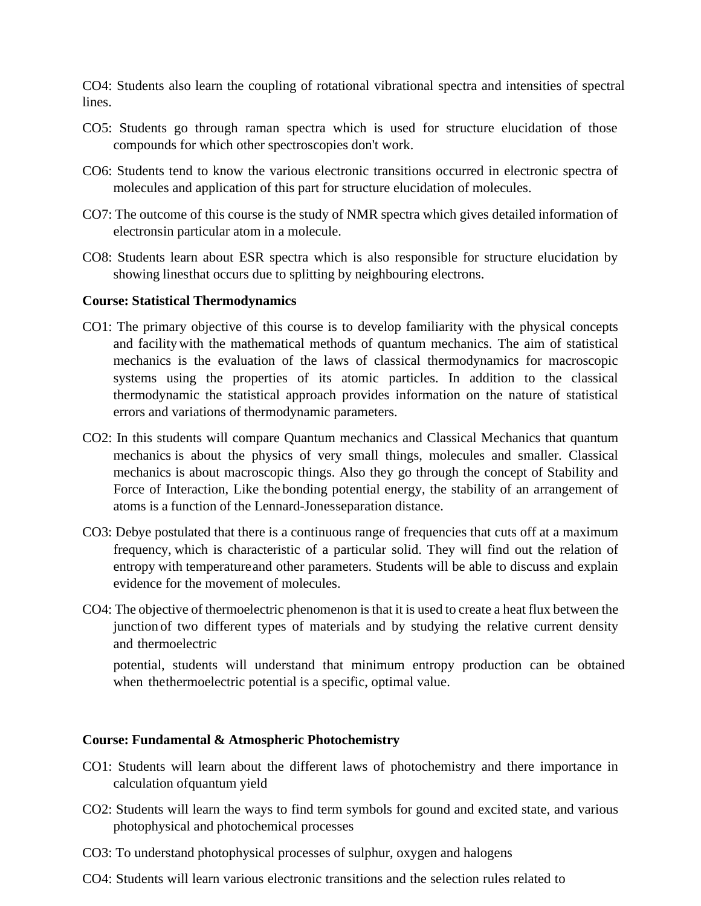CO4: Students also learn the coupling of rotational vibrational spectra and intensities of spectral lines.

CO5: Students go through raman spectra which is used for structure elucidation of those compounds for which other spectroscopies don't work.

CO6: Students tend to know the various electronic transitions occurred in electronic spectra of molecules and application of this part for structure elucidation of molecules.

CO7: The outcome of this course is the study of NMR spectra which gives detailed information of electronsin particular atom in a molecule.

CO8: Students learn about ESR spectra which is also responsible for structure elucidation by showing linesthat occurs due to splitting by neighbouring electrons.

**Course: Statistical Thermodynamics**

CO1: The primary objective of this course is to develop familiarity with the physical concepts and facility with the mathematical methods of quantum mechanics. The aim of statistical mechanics is the evaluation of the laws of classical thermodynamics for macroscopic systems using the properties of its atomic particles. In addition to the classical thermodynamic the statistical approach provides information on the nature of statistical errors and variations of thermodynamic parameters.

CO2: In this students will compare Quantum mechanics and Classical Mechanics that quantum mechanics is about the physics of very small things, molecules and smaller. Classical mechanics is about macroscopic things. Also they go through the concept of Stability and Force of Interaction, Like the bonding potential energy, the stability of an arrangement of atoms is a function of the Lennard-Jonesseparation distance.

CO3: Debye postulated that there is a continuous range of frequencies that cuts off at a maximum frequency, which is characteristic of a particular solid. They will find out the relation of entropy with temperatureand other parameters. Students will be able to discuss and explain evidence for the movement of molecules.

CO4: The objective of thermoelectric phenomenon is that it is used to create a heat flux between the junction of two different types of materials and by studying the relative current density and thermoelectric potential, students will understand that minimum entropy production can be obtained when thethermoelectric potential is a specific, optimal value.

**Course: Fundamental & Atmospheric Photochemistry**

CO1: Students will learn about the different laws of photochemistry and there importance in calculation ofquantum yield

CO2: Students will learn the ways to find term symbols for gound and excited state, and various photophysical and photochemical processes

CO3: To understand photophysical processes of sulphur, oxygen and halogens

CO4: Students will learn various electronic transitions and the selection rules related to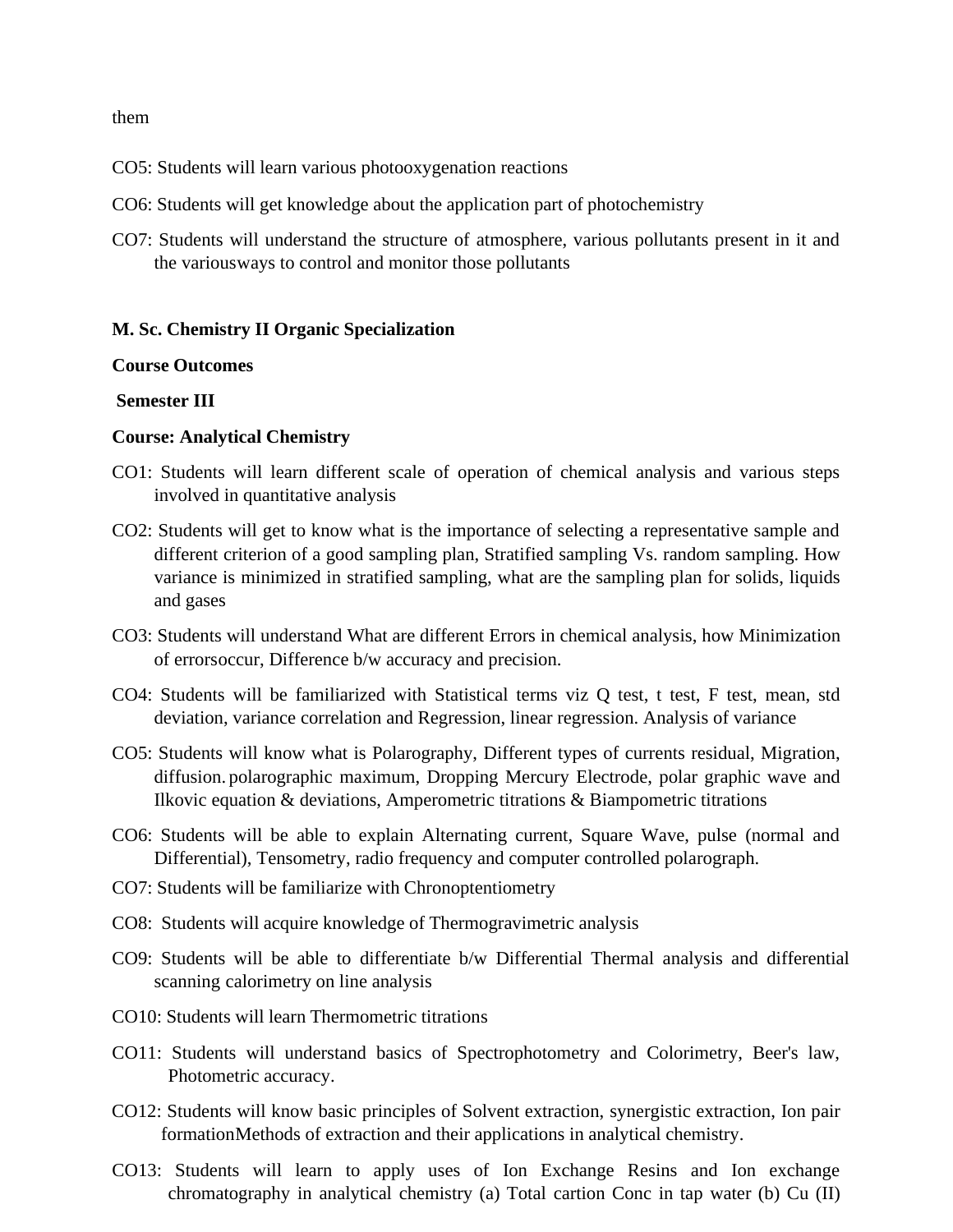them

CO5: Students will learn various photooxygenation reactions

CO6: Students will get knowledge about the application part of photochemistry

CO7: Students will understand the structure of atmosphere, various pollutants present in it and the variousways to control and monitor those pollutants

**M. Sc. Chemistry II Organic Specialization**

**Course Outcomes**

**Semester III**

**Course: Analytical Chemistry**

CO1: Students will learn different scale of operation of chemical analysis and various steps involved in quantitative analysis

CO2: Students will get to know what is the importance of selecting a representative sample and different criterion of a good sampling plan, Stratified sampling Vs. random sampling. How variance is minimized in stratified sampling, what are the sampling plan for solids, liquids and gases

CO3: Students will understand What are different Errors in chemical analysis, how Minimization of errorsoccur, Difference b/w accuracy and precision.

CO4: Students will be familiarized with Statistical terms viz Q test, t test, F test, mean, std deviation, variance correlation and Regression, linear regression. Analysis of variance

CO5: Students will know what is Polarography, Different types of currents residual, Migration, diffusion. polarographic maximum, Dropping Mercury Electrode, polar graphic wave and Ilkovic equation & deviations, Amperometric titrations & Biampometric titrations

CO6: Students will be able to explain Alternating current, Square Wave, pulse (normal and Differential), Tensometry, radio frequency and computer controlled polarograph.

CO7: Students will be familiarize with Chronoptentiometry

CO8: Students will acquire knowledge of Thermogravimetric analysis

CO9: Students will be able to differentiate b/w Differential Thermal analysis and differential scanning calorimetry on line analysis

CO10: Students will learn Thermometric titrations

CO11: Students will understand basics of Spectrophotometry and Colorimetry, Beer's law, Photometric accuracy.

CO12: Students will know basic principles of Solvent extraction, synergistic extraction, Ion pair formationMethods of extraction and their applications in analytical chemistry.

CO13: Students will learn to apply uses of Ion Exchange Resins and Ion exchange chromatography in analytical chemistry (a) Total cartion Conc in tap water (b) Cu (II)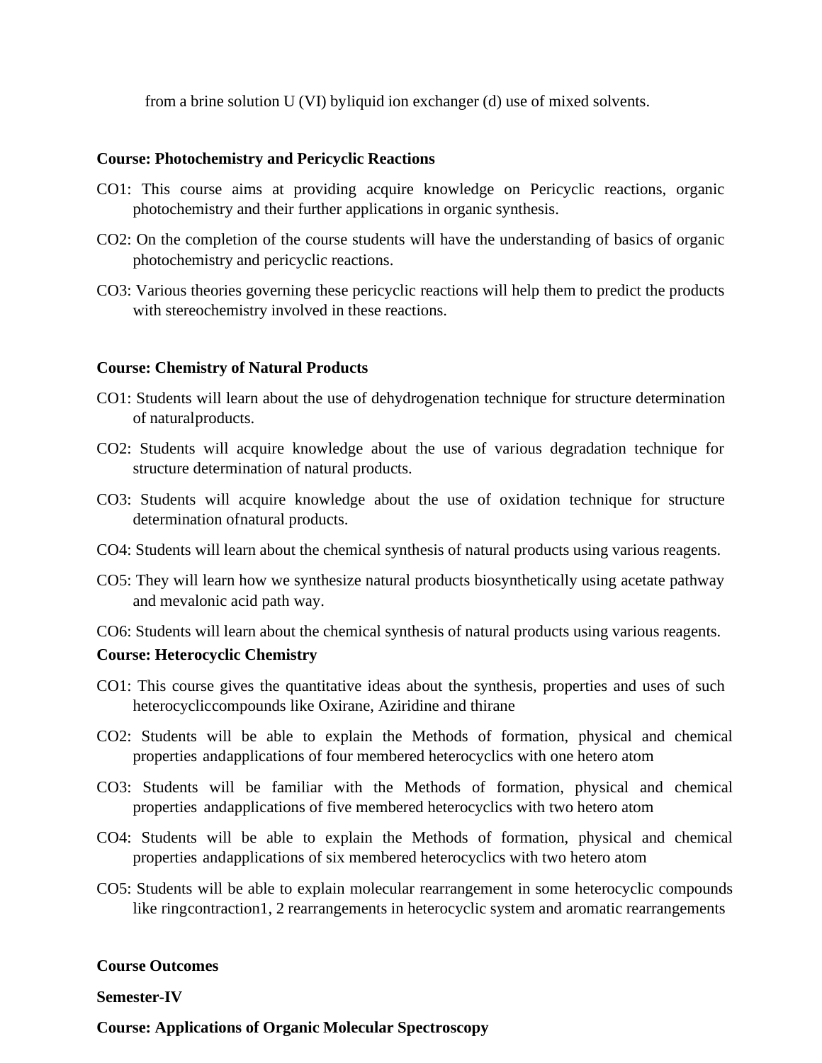from a brine solution U (VI) byliquid ion exchanger (d) use of mixed solvents.

**Course: Photochemistry and Pericyclic Reactions**

CO1: This course aims at providing acquire knowledge on Pericyclic reactions, organic photochemistry and their further applications in organic synthesis.

CO2: On the completion of the course students will have the understanding of basics of organic photochemistry and pericyclic reactions.

CO3: Various theories governing these pericyclic reactions will help them to predict the products with stereochemistry involved in these reactions.

**Course: Chemistry of Natural Products**

CO1: Students will learn about the use of dehydrogenation technique for structure determination of naturalproducts.

CO2: Students will acquire knowledge about the use of various degradation technique for structure determination of natural products.

CO3: Students will acquire knowledge about the use of oxidation technique for structure determination ofnatural products.

CO4: Students will learn about the chemical synthesis of natural products using various reagents.

CO5: They will learn how we synthesize natural products biosynthetically using acetate pathway and mevalonic acid path way.

CO6: Students will learn about the chemical synthesis of natural products using various reagents.

**Course: Heterocyclic Chemistry**

CO1: This course gives the quantitative ideas about the synthesis, properties and uses of such heterocycliccompounds like Oxirane, Aziridine and thirane

CO2: Students will be able to explain the Methods of formation, physical and chemical properties andapplications of four membered heterocyclics with one hetero atom

CO3: Students will be familiar with the Methods of formation, physical and chemical properties andapplications of five membered heterocyclics with two hetero atom

CO4: Students will be able to explain the Methods of formation, physical and chemical properties andapplications of six membered heterocyclics with two hetero atom

CO5: Students will be able to explain molecular rearrangement in some heterocyclic compounds like ringcontraction1, 2 rearrangements in heterocyclic system and aromatic rearrangements

**Course Outcomes**

**Semester-IV**

**Course: Applications of Organic Molecular Spectroscopy**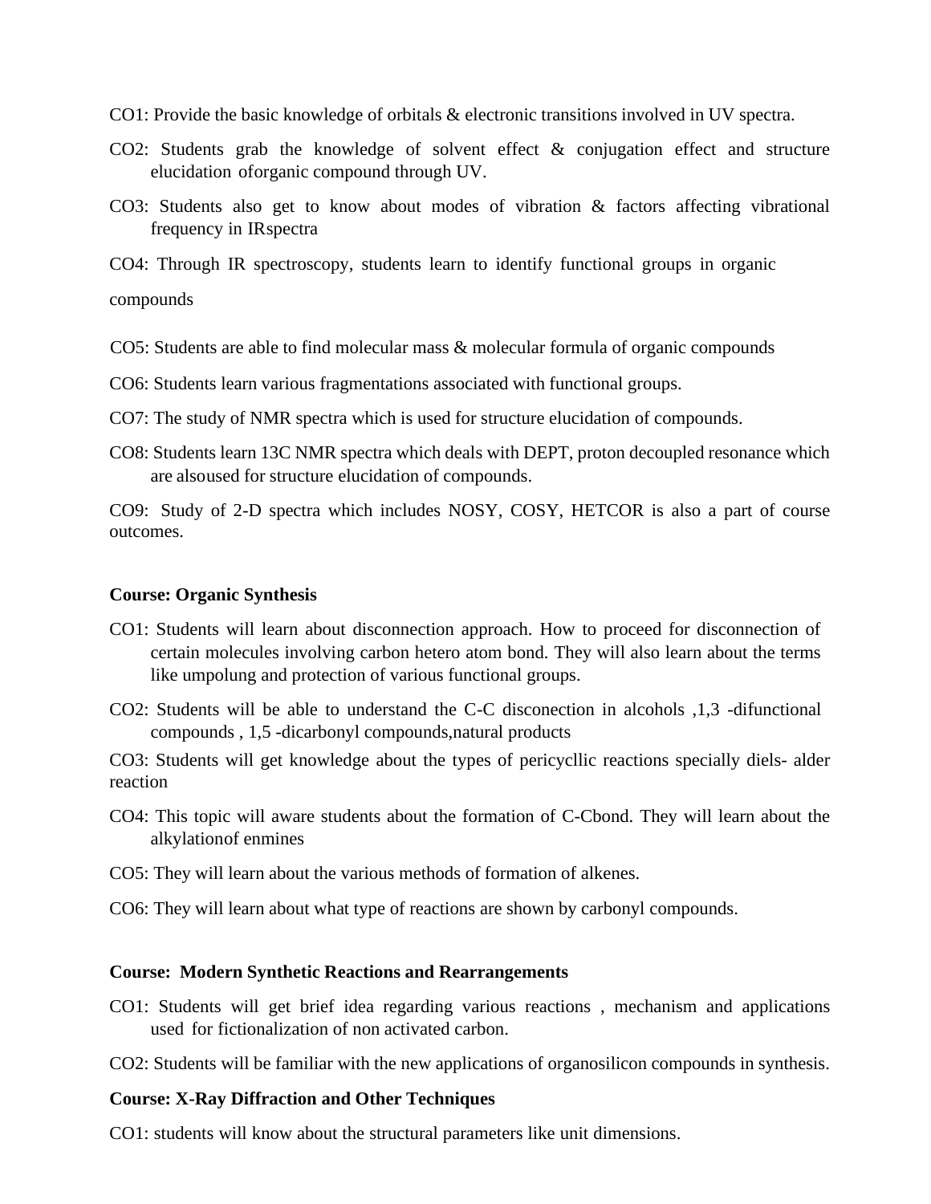CO1: Provide the basic knowledge of orbitals & electronic transitions involved in UV spectra.

CO2: Students grab the knowledge of solvent effect & conjugation effect and structure elucidation oforganic compound through UV.

CO3: Students also get to know about modes of vibration & factors affecting vibrational frequency in IRspectra

CO4: Through IR spectroscopy, students learn to identify functional groups in organic compounds

CO5: Students are able to find molecular mass & molecular formula of organic compounds

CO6: Students learn various fragmentations associated with functional groups.

CO7: The study of NMR spectra which is used for structure elucidation of compounds.

CO8: Students learn 13C NMR spectra which deals with DEPT, proton decoupled resonance which are alsoused for structure elucidation of compounds.

CO9: Study of 2-D spectra which includes NOSY, COSY, HETCOR is also a part of course outcomes.

**Course: Organic Synthesis**

CO1: Students will learn about disconnection approach. How to proceed for disconnection of certain molecules involving carbon hetero atom bond. They will also learn about the terms like umpolung and protection of various functional groups.

CO2: Students will be able to understand the C-C disconection in alcohols ,1,3 -difunctional compounds , 1,5 -dicarbonyl compounds,natural products

CO3: Students will get knowledge about the types of pericycllic reactions specially diels- alder reaction

CO4: This topic will aware students about the formation of C-Cbond. They will learn about the alkylationof enmines

CO5: They will learn about the various methods of formation of alkenes.

CO6: They will learn about what type of reactions are shown by carbonyl compounds.

**Course: Modern Synthetic Reactions and Rearrangements**

CO1: Students will get brief idea regarding various reactions , mechanism and applications used for fictionalization of non activated carbon.

CO2: Students will be familiar with the new applications of organosilicon compounds in synthesis.

**Course: X-Ray Diffraction and Other Techniques**

CO1: students will know about the structural parameters like unit dimensions.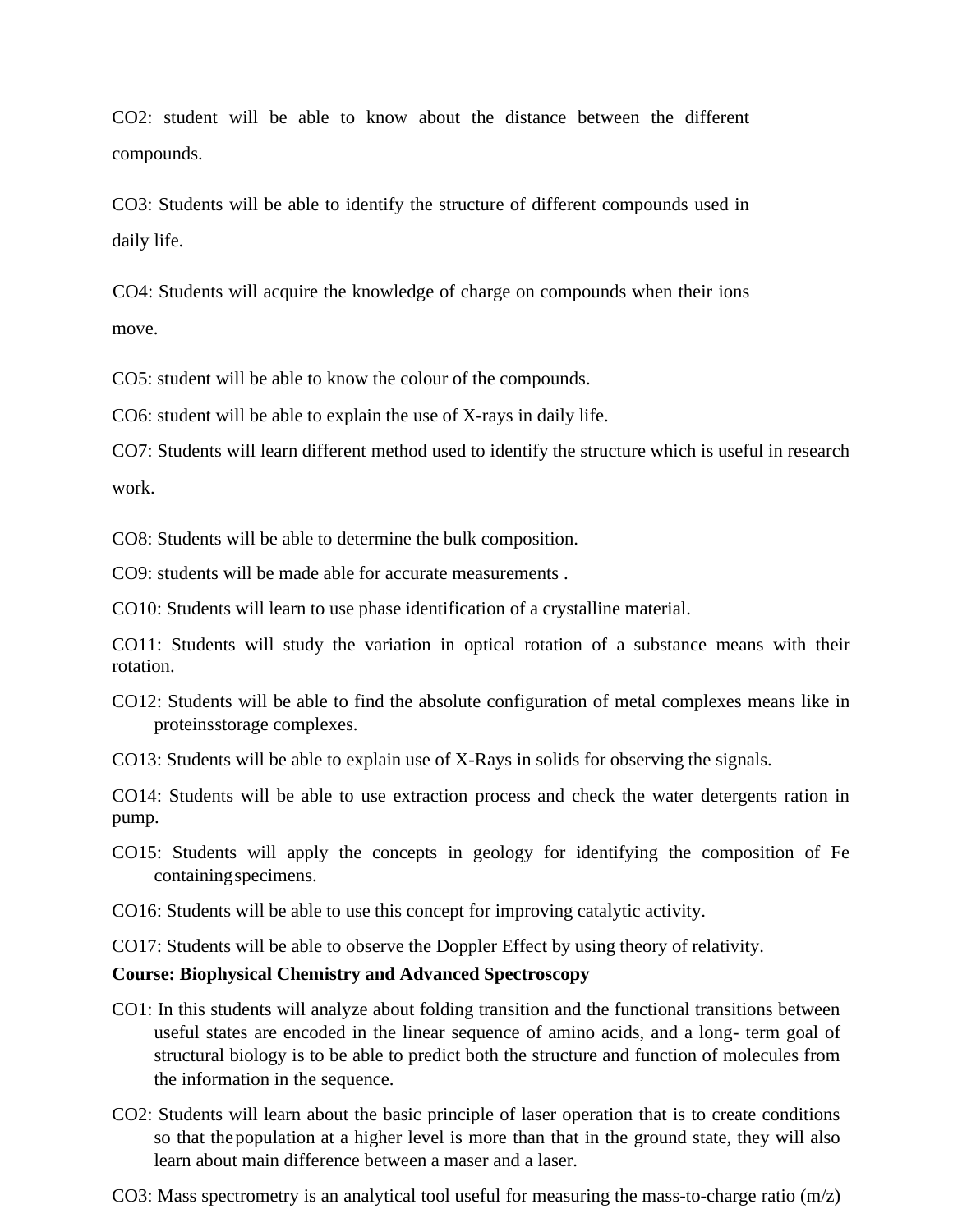CO2: student will be able to know about the distance between the different compounds.

CO3: Students will be able to identify the structure of different compounds used in daily life.

CO4: Students will acquire the knowledge of charge on compounds when their ions move.

CO5: student will be able to know the colour of the compounds.

CO6: student will be able to explain the use of X-rays in daily life.

CO7: Students will learn different method used to identify the structure which is useful in research work.

CO8: Students will be able to determine the bulk composition.

CO9: students will be made able for accurate measurements .

CO10: Students will learn to use phase identification of a crystalline material.

CO11: Students will study the variation in optical rotation of a substance means with their rotation.

CO12: Students will be able to find the absolute configuration of metal complexes means like in proteinsstorage complexes.

CO13: Students will be able to explain use of X-Rays in solids for observing the signals.

CO14: Students will be able to use extraction process and check the water detergents ration in pump.

CO15: Students will apply the concepts in geology for identifying the composition of Fe containingspecimens.

CO16: Students will be able to use this concept for improving catalytic activity.

CO17: Students will be able to observe the Doppler Effect by using theory of relativity.

**Course: Biophysical Chemistry and Advanced Spectroscopy**

CO1: In this students will analyze about folding transition and the functional transitions between useful states are encoded in the linear sequence of amino acids, and a long- term goal of structural biology is to be able to predict both the structure and function of molecules from the information in the sequence.

CO2: Students will learn about the basic principle of laser operation that is to create conditions so that thepopulation at a higher level is more than that in the ground state, they will also learn about main difference between a maser and a laser.

CO3: Mass spectrometry is an analytical tool useful for measuring the mass-to-charge ratio (m/z)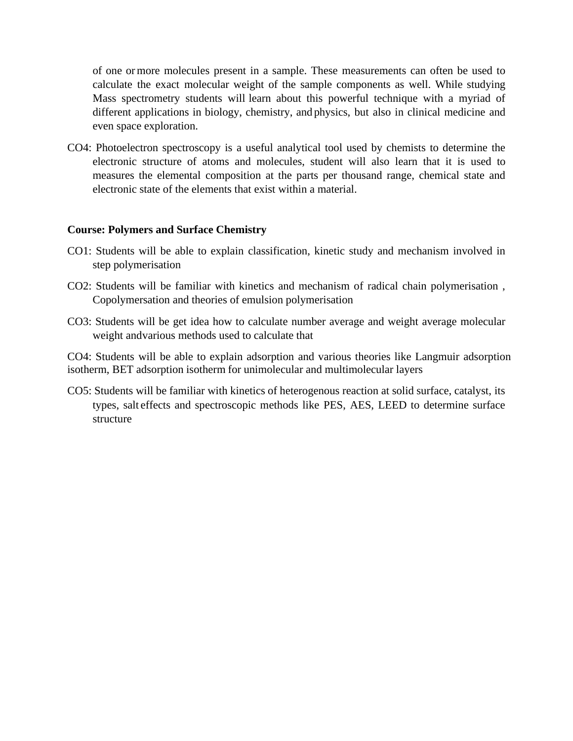of one or more molecules present in a sample. These measurements can often be used to calculate the exact molecular weight of the sample components as well. While studying Mass spectrometry students will learn about this powerful technique with a myriad of different applications in biology, chemistry, and physics, but also in clinical medicine and even space exploration.

CO4: Photoelectron spectroscopy is a useful analytical tool used by chemists to determine the electronic structure of atoms and molecules, student will also learn that it is used to measures the elemental composition at the parts per thousand range, chemical state and electronic state of the elements that exist within a material.

**Course: Polymers and Surface Chemistry**

CO1: Students will be able to explain classification, kinetic study and mechanism involved in step polymerisation

CO2: Students will be familiar with kinetics and mechanism of radical chain polymerisation , Copolymersation and theories of emulsion polymerisation

CO3: Students will be get idea how to calculate number average and weight average molecular weight andvarious methods used to calculate that

CO4: Students will be able to explain adsorption and various theories like Langmuir adsorption isotherm, BET adsorption isotherm for unimolecular and multimolecular layers

CO5: Students will be familiar with kinetics of heterogenous reaction at solid surface, catalyst, its types, salt effects and spectroscopic methods like PES, AES, LEED to determine surface structure